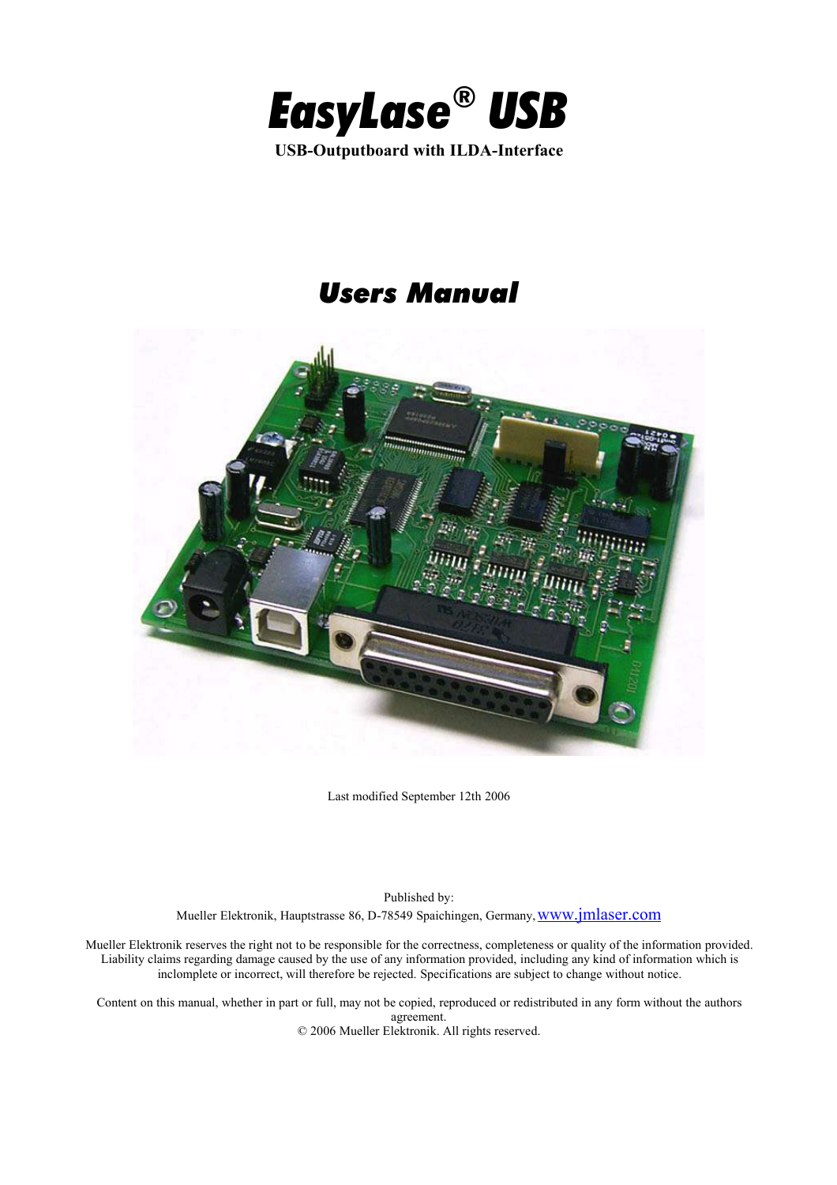# *EasyLase® USB*

**USB-Outputboard with ILDA-Interface**

## *Users Manual*

Last modified September 12th 2006

Published by:
Mueller Elektronik, Hauptstrasse 86, D-78549 Spaichingen, Germany, www.jmlaser.com

Mueller Elektronik reserves the right not to be responsible for the correctness, completeness or quality of the information provided. Liability claims regarding damage caused by the use of any information provided, including any kind of information which is inclomplete or incorrect, will therefore be rejected. Specifications are subject to change without notice.

Content on this manual, whether in part or full, may not be copied, reproduced or redistributed in any form without the authors agreement.
© 2006 Mueller Elektronik. All rights reserved.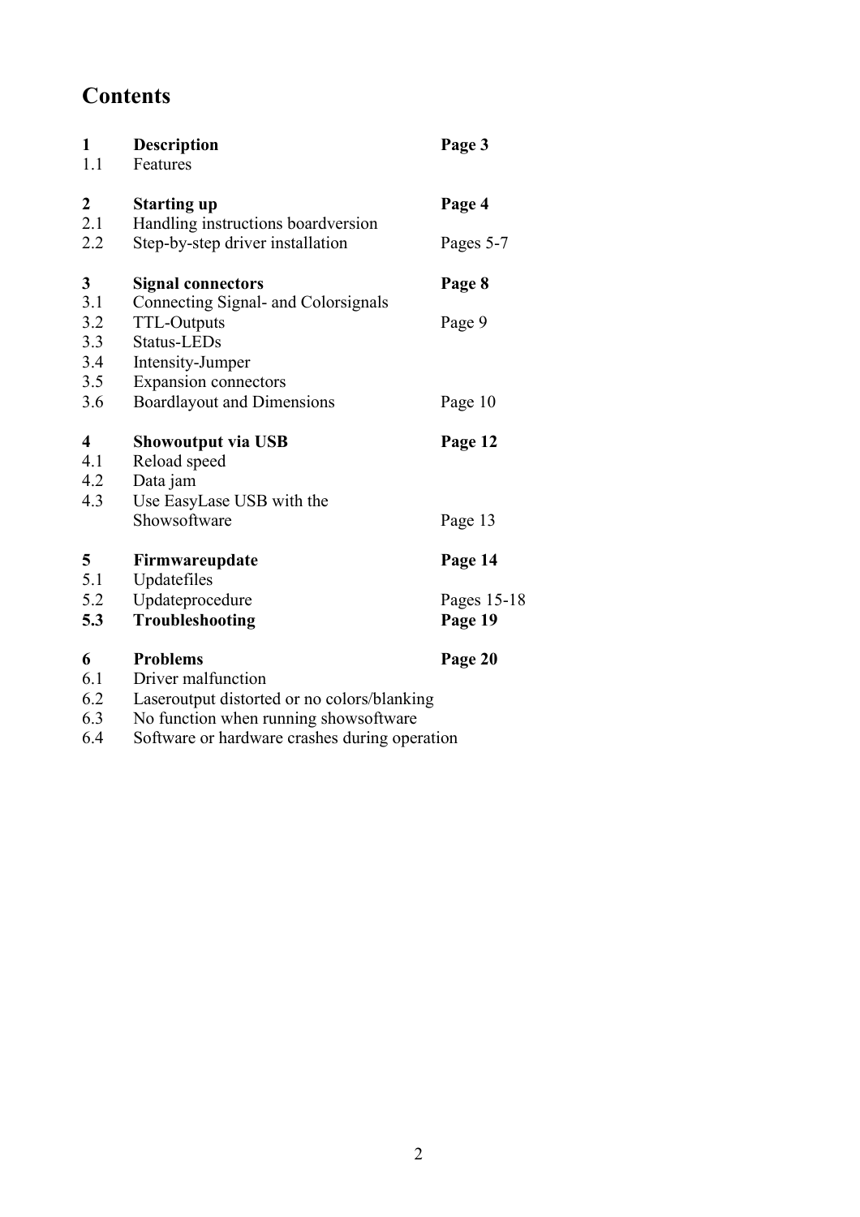# Contents

| | | |
|---|---|---|
| **1** | **Description** | **Page 3** |
| 1.1 | Features | |
| **2** | **Starting up** | **Page 4** |
| 2.1 | Handling instructions boardversion | |
| 2.2 | Step-by-step driver installation | Pages 5-7 |
| **3** | **Signal connectors** | **Page 8** |
| 3.1 | Connecting Signal- and Colorsignals | |
| 3.2 | TTL-Outputs | Page 9 |
| 3.3 | Status-LEDs | |
| 3.4 | Intensity-Jumper | |
| 3.5 | Expansion connectors | |
| 3.6 | Boardlayout and Dimensions | Page 10 |
| **4** | **Showoutput via USB** | **Page 12** |
| 4.1 | Reload speed | |
| 4.2 | Data jam | |
| 4.3 | Use EasyLase USB with the Showsoftware | Page 13 |
| **5** | **Firmwareupdate** | **Page 14** |
| 5.1 | Updatefiles | |
| 5.2 | Updateprocedure | Pages 15-18 |
| **5.3** | **Troubleshooting** | **Page 19** |
| **6** | **Problems** | **Page 20** |
| 6.1 | Driver malfunction | |
| 6.2 | Laseroutput distorted or no colors/blanking | |
| 6.3 | No function when running showsoftware | |
| 6.4 | Software or hardware crashes during operation | |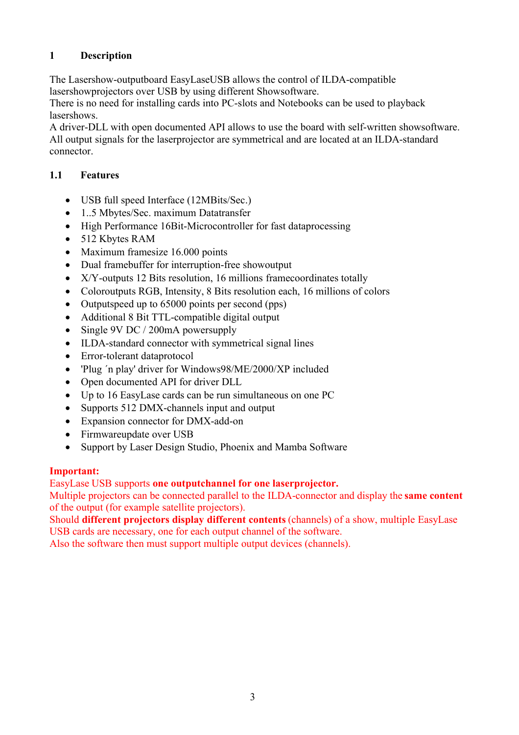# 1 Description

The Lasershow-outputboard EasyLaseUSB allows the control of ILDA-compatible lasershowprojectors over USB by using different Showsoftware.
There is no need for installing cards into PC-slots and Notebooks can be used to playback lasershows.
A driver-DLL with open documented API allows to use the board with self-written showsoftware.
All output signals for the laserprojector are symmetrical and are located at an ILDA-standard connector.

## 1.1 Features

- USB full speed Interface (12MBits/Sec.)
- 1..5 Mbytes/Sec. maximum Datatransfer
- High Performance 16Bit-Microcontroller for fast dataprocessing
- 512 Kbytes RAM
- Maximum framesize 16.000 points
- Dual framebuffer for interruption-free showoutput
- X/Y-outputs 12 Bits resolution, 16 millions framecoordinates totally
- Coloroutputs RGB, Intensity, 8 Bits resolution each, 16 millions of colors
- Outputspeed up to 65000 points per second (pps)
- Additional 8 Bit TTL-compatible digital output
- Single 9V DC / 200mA powersupply
- ILDA-standard connector with symmetrical signal lines
- Error-tolerant dataprotocol
- 'Plug ´n play' driver for Windows98/ME/2000/XP included
- Open documented API for driver DLL
- Up to 16 EasyLase cards can be run simultaneous on one PC
- Supports 512 DMX-channels input and output
- Expansion connector for DMX-add-on
- Firmwareupdate over USB
- Support by Laser Design Studio, Phoenix and Mamba Software

**Important:**
EasyLase USB supports **one outputchannel for one laserprojector.**
Multiple projectors can be connected parallel to the ILDA-connector and display the **same content** of the output (for example satellite projectors).
Should **different projectors display different contents** (channels) of a show, multiple EasyLase USB cards are necessary, one for each output channel of the software.
Also the software then must support multiple output devices (channels).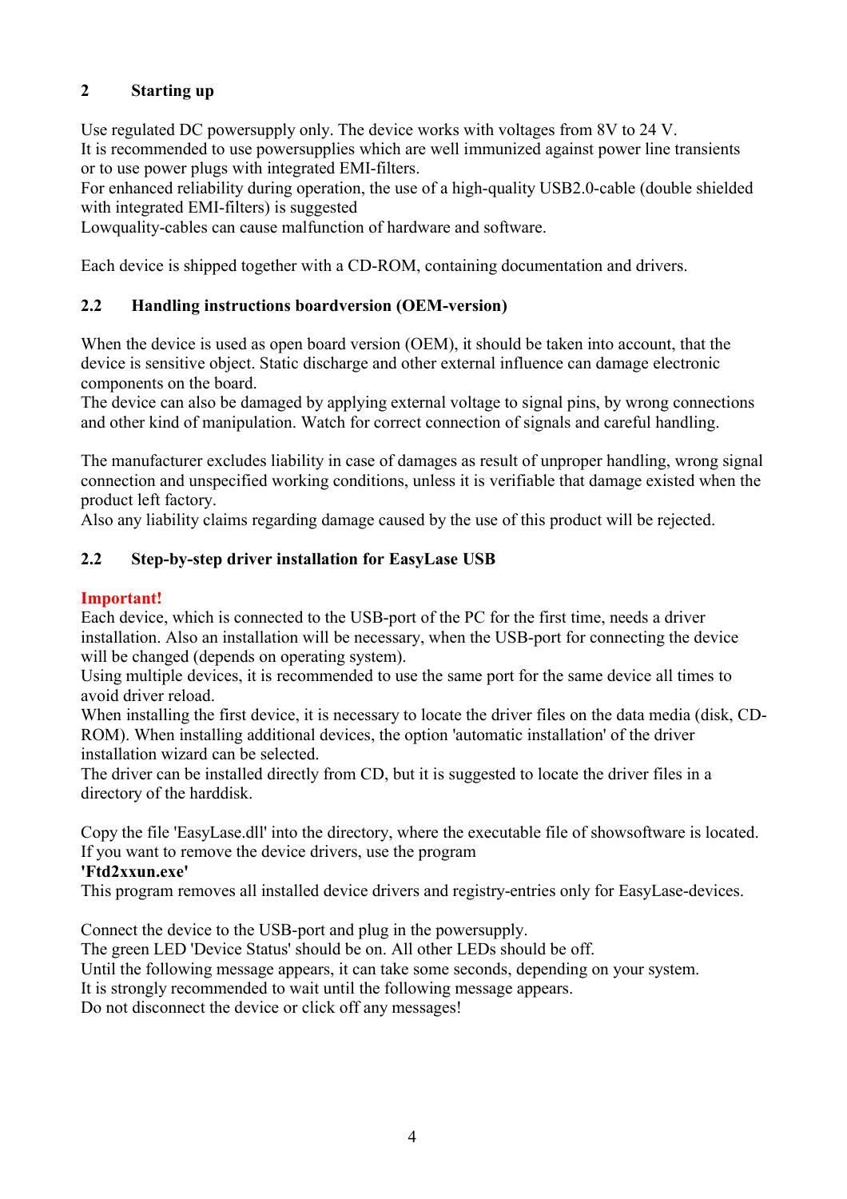## 2 Starting up

Use regulated DC powersupply only. The device works with voltages from 8V to 24 V.
It is recommended to use powersupplies which are well immunized against power line transients or to use power plugs with integrated EMI-filters.
For enhanced reliability during operation, the use of a high-quality USB2.0-cable (double shielded with integrated EMI-filters) is suggested
Lowquality-cables can cause malfunction of hardware and software.

Each device is shipped together with a CD-ROM, containing documentation and drivers.

### 2.2 Handling instructions boardversion (OEM-version)

When the device is used as open board version (OEM), it should be taken into account, that the device is sensitive object. Static discharge and other external influence can damage electronic components on the board.
The device can also be damaged by applying external voltage to signal pins, by wrong connections and other kind of manipulation. Watch for correct connection of signals and careful handling.

The manufacturer excludes liability in case of damages as result of unproper handling, wrong signal connection and unspecified working conditions, unless it is verifiable that damage existed when the product left factory.
Also any liability claims regarding damage caused by the use of this product will be rejected.

### 2.2 Step-by-step driver installation for EasyLase USB

**Important!**
Each device, which is connected to the USB-port of the PC for the first time, needs a driver installation. Also an installation will be necessary, when the USB-port for connecting the device will be changed (depends on operating system).
Using multiple devices, it is recommended to use the same port for the same device all times to avoid driver reload.
When installing the first device, it is necessary to locate the driver files on the data media (disk, CD-ROM). When installing additional devices, the option 'automatic installation' of the driver installation wizard can be selected.
The driver can be installed directly from CD, but it is suggested to locate the driver files in a directory of the harddisk.

Copy the file 'EasyLase.dll' into the directory, where the executable file of showsoftware is located.
If you want to remove the device drivers, use the program
**'Ftd2xxun.exe'**
This program removes all installed device drivers and registry-entries only for EasyLase-devices.

Connect the device to the USB-port and plug in the powersupply.
The green LED 'Device Status' should be on. All other LEDs should be off.
Until the following message appears, it can take some seconds, depending on your system.
It is strongly recommended to wait until the following message appears.
Do not disconnect the device or click off any messages!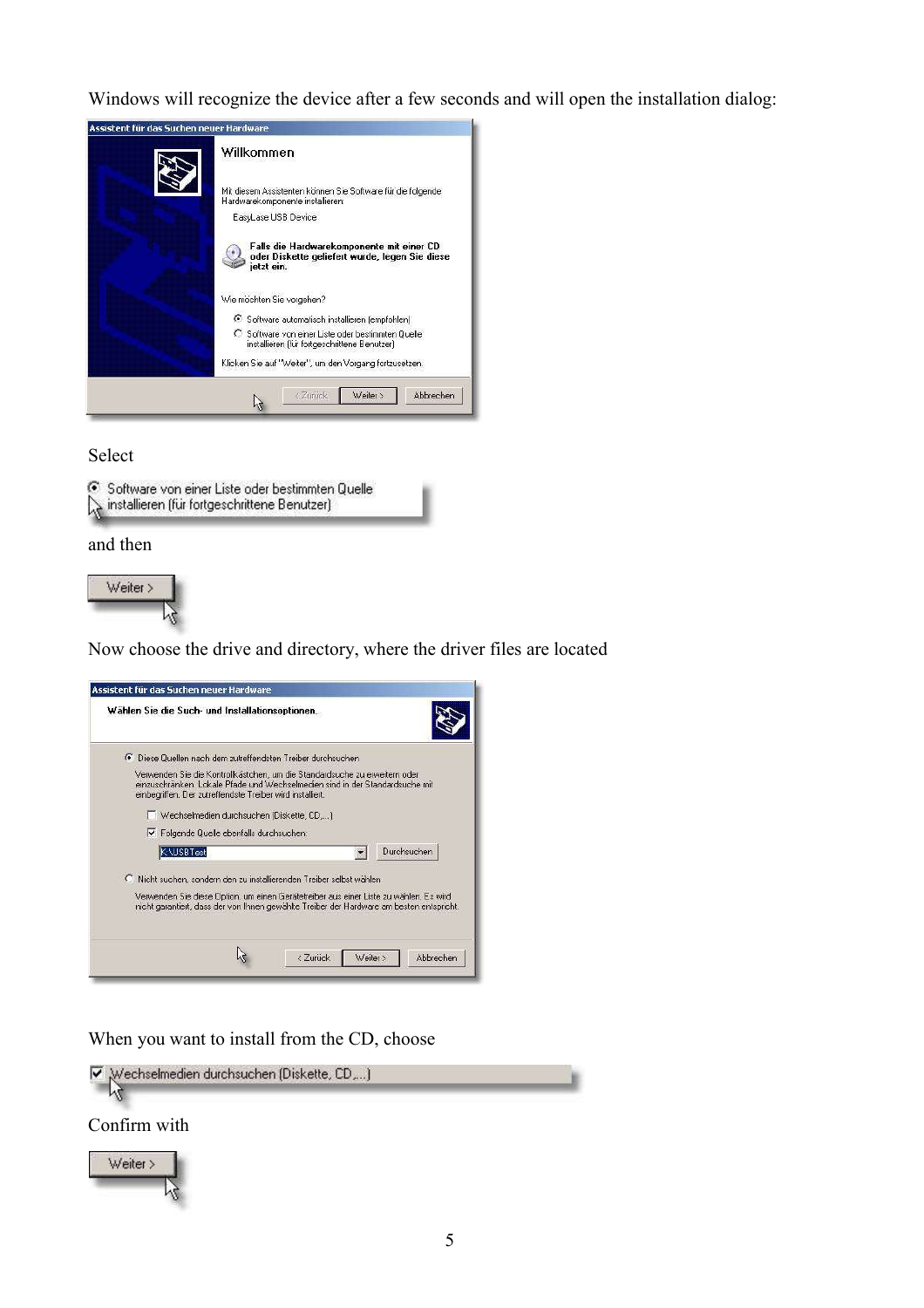Windows will recognize the device after a few seconds and will open the installation dialog:

Select

and then

Now choose the drive and directory, where the driver files are located

When you want to install from the CD, choose

Confirm with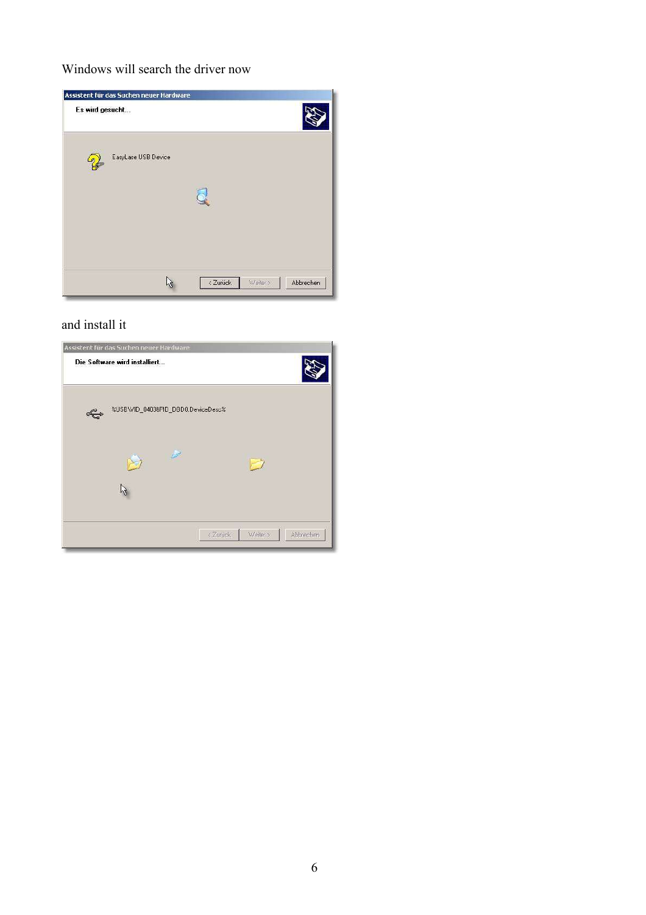Windows will search the driver now

Assistent für das Suchen neuer Hardware

Es wird gesucht...

EasyLase USB Device

< Zurück | Weiter > | Abbrechen

and install it

Assistent für das Suchen neuer Hardware

Die Software wird installiert...

%USB\VID_0403&PID_DBD0.DeviceDesc%

< Zurück | Weiter > | Abbrechen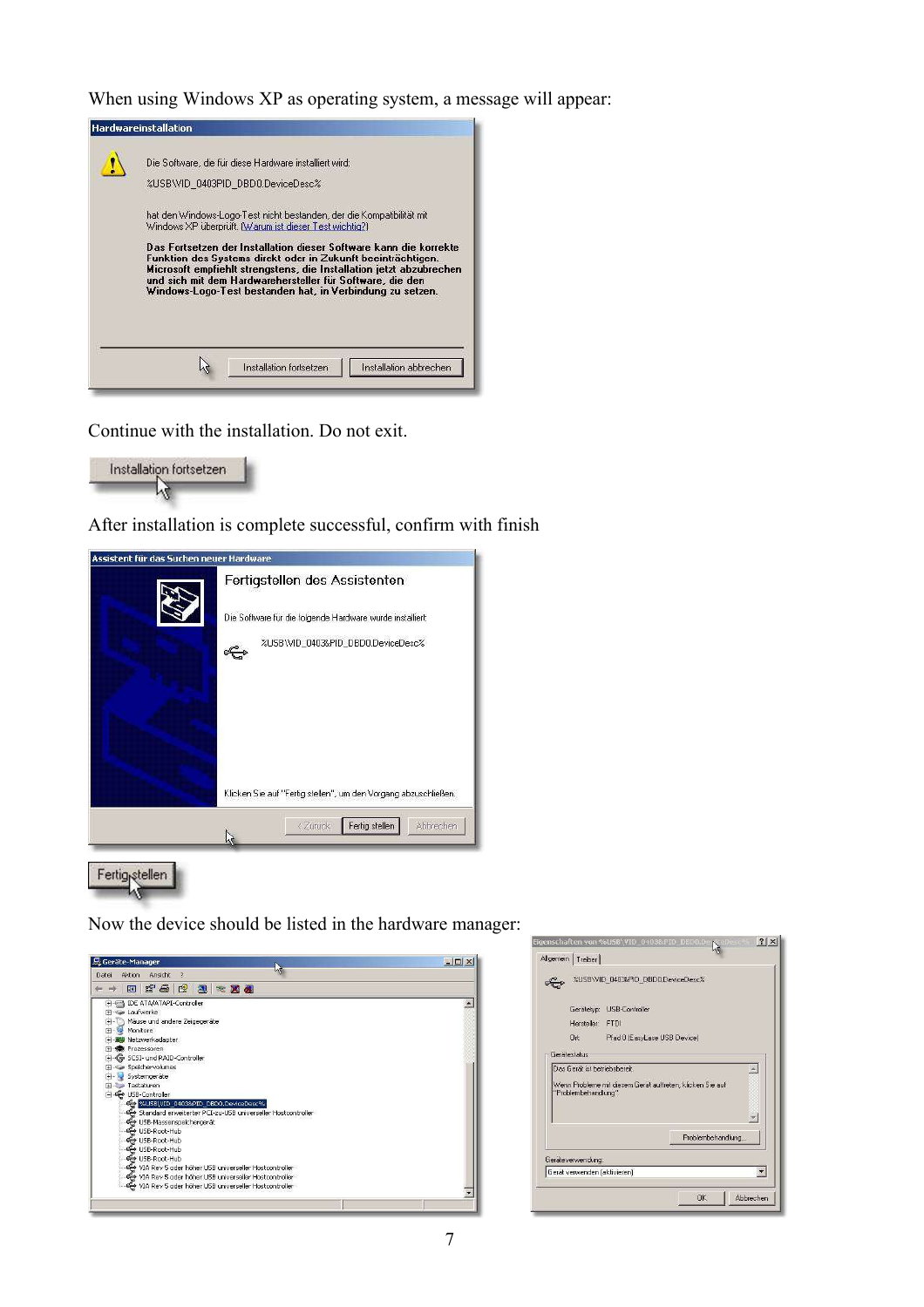When using Windows XP as operating system, a message will appear:

Continue with the installation. Do not exit.

After installation is complete successful, confirm with finish

Now the device should be listed in the hardware manager: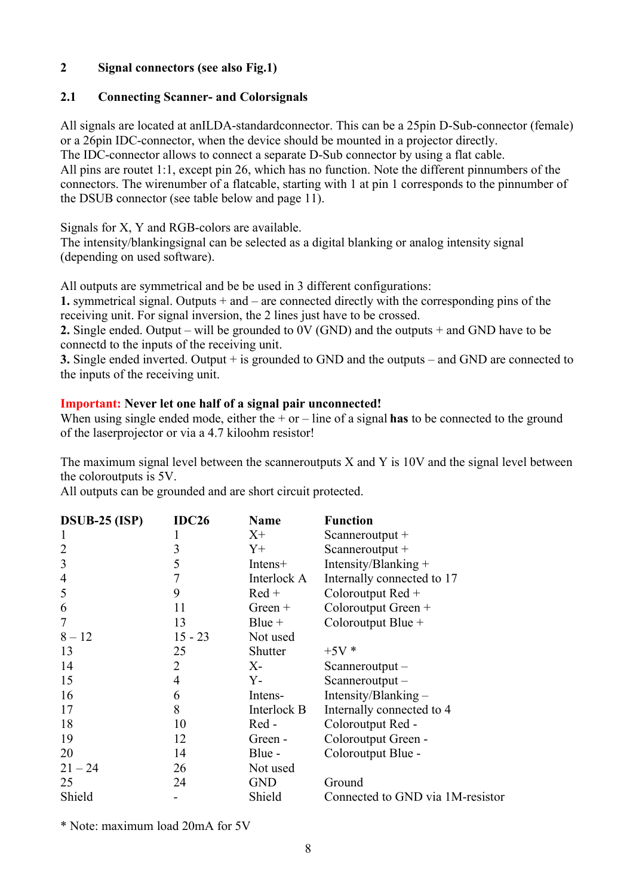## 2 Signal connectors (see also Fig.1)

### 2.1 Connecting Scanner- and Colorsignals

All signals are located at anILDA-standardconnector. This can be a 25pin D-Sub-connector (female) or a 26pin IDC-connector, when the device should be mounted in a projector directly.
The IDC-connector allows to connect a separate D-Sub connector by using a flat cable.
All pins are routet 1:1, except pin 26, which has no function. Note the different pinnumbers of the connectors. The wirenumber of a flatcable, starting with 1 at pin 1 corresponds to the pinnumber of the DSUB connector (see table below and page 11).

Signals for X, Y and RGB-colors are available.
The intensity/blankingsignal can be selected as a digital blanking or analog intensity signal (depending on used software).

All outputs are symmetrical and be be used in 3 different configurations:
**1.** symmetrical signal. Outputs + and – are connected directly with the corresponding pins of the receiving unit. For signal inversion, the 2 lines just have to be crossed.
**2.** Single ended. Output – will be grounded to 0V (GND) and the outputs + and GND have to be connectd to the inputs of the receiving unit.
**3.** Single ended inverted. Output + is grounded to GND and the outputs – and GND are connected to the inputs of the receiving unit.

**Important: Never let one half of a signal pair unconnected!**
When using single ended mode, either the + or – line of a signal **has** to be connected to the ground of the laserprojector or via a 4.7 kiloohm resistor!

The maximum signal level between the scanneroutputs X and Y is 10V and the signal level between the coloroutputs is 5V.
All outputs can be grounded and are short circuit protected.

| DSUB-25 (ISP) | IDC26 | Name | Function |
|---|---|---|---|
| 1 | 1 | X+ | Scanneroutput + |
| 2 | 3 | Y+ | Scanneroutput + |
| 3 | 5 | Intens+ | Intensity/Blanking + |
| 4 | 7 | Interlock A | Internally connected to 17 |
| 5 | 9 | Red + | Coloroutput Red + |
| 6 | 11 | Green + | Coloroutput Green + |
| 7 | 13 | Blue + | Coloroutput Blue + |
| 8 – 12 | 15 - 23 | Not used | |
| 13 | 25 | Shutter | +5V * |
| 14 | 2 | X- | Scanneroutput – |
| 15 | 4 | Y- | Scanneroutput – |
| 16 | 6 | Intens- | Intensity/Blanking – |
| 17 | 8 | Interlock B | Internally connected to 4 |
| 18 | 10 | Red - | Coloroutput Red - |
| 19 | 12 | Green - | Coloroutput Green - |
| 20 | 14 | Blue - | Coloroutput Blue - |
| 21 – 24 | 26 | Not used | |
| 25 | 24 | GND | Ground |
| Shield | - | Shield | Connected to GND via 1M-resistor |

* Note: maximum load 20mA for 5V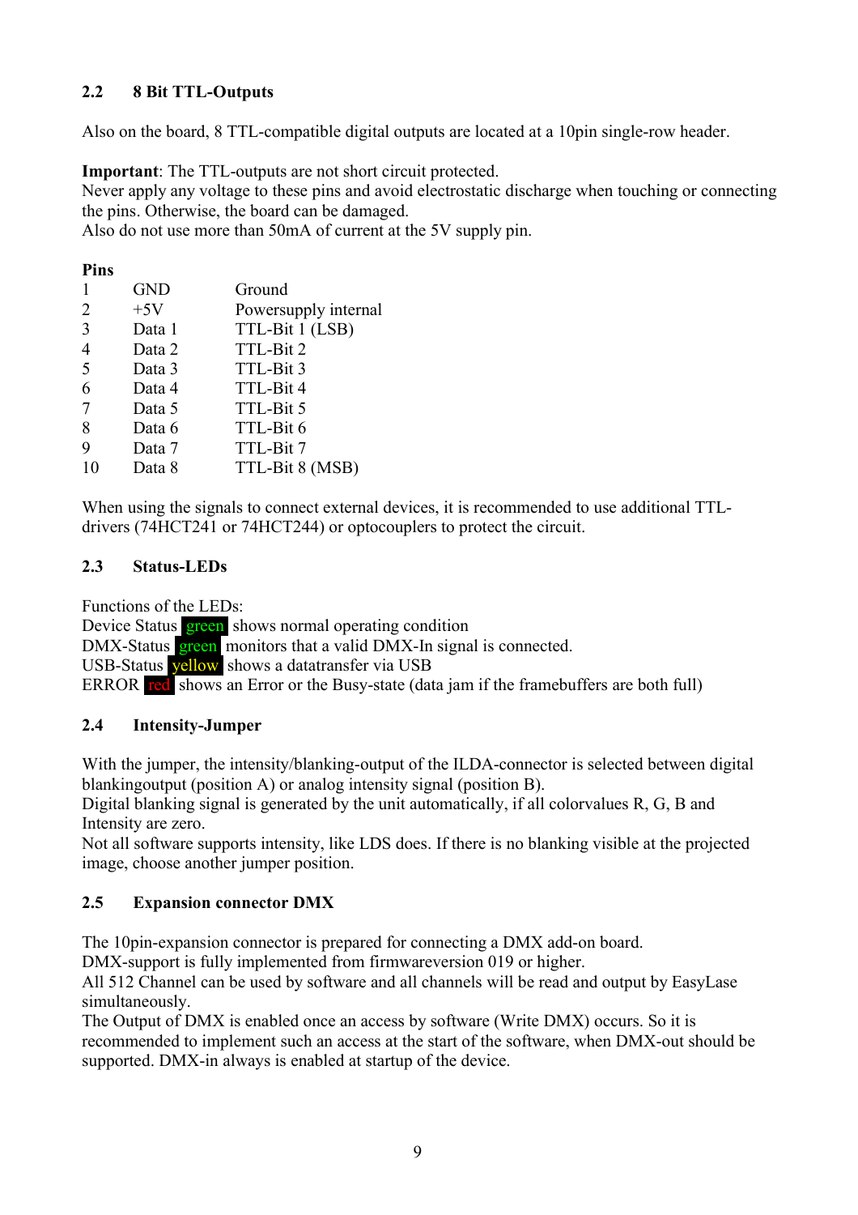## 2.2 8 Bit TTL-Outputs

Also on the board, 8 TTL-compatible digital outputs are located at a 10pin single-row header.

**Important**: The TTL-outputs are not short circuit protected.
Never apply any voltage to these pins and avoid electrostatic discharge when touching or connecting the pins. Otherwise, the board can be damaged.
Also do not use more than 50mA of current at the 5V supply pin.

**Pins**

| | | |
|---|---|---|
| 1 | GND | Ground |
| 2 | +5V | Powersupply internal |
| 3 | Data 1 | TTL-Bit 1 (LSB) |
| 4 | Data 2 | TTL-Bit 2 |
| 5 | Data 3 | TTL-Bit 3 |
| 6 | Data 4 | TTL-Bit 4 |
| 7 | Data 5 | TTL-Bit 5 |
| 8 | Data 6 | TTL-Bit 6 |
| 9 | Data 7 | TTL-Bit 7 |
| 10 | Data 8 | TTL-Bit 8 (MSB) |

When using the signals to connect external devices, it is recommended to use additional TTL-drivers (74HCT241 or 74HCT244) or optocouplers to protect the circuit.

## 2.3 Status-LEDs

Functions of the LEDs:
Device Status green shows normal operating condition
DMX-Status green monitors that a valid DMX-In signal is connected.
USB-Status yellow shows a datatransfer via USB
ERROR red shows an Error or the Busy-state (data jam if the framebuffers are both full)

## 2.4 Intensity-Jumper

With the jumper, the intensity/blanking-output of the ILDA-connector is selected between digital blankingoutput (position A) or analog intensity signal (position B).
Digital blanking signal is generated by the unit automatically, if all colorvalues R, G, B and Intensity are zero.
Not all software supports intensity, like LDS does. If there is no blanking visible at the projected image, choose another jumper position.

## 2.5 Expansion connector DMX

The 10pin-expansion connector is prepared for connecting a DMX add-on board.
DMX-support is fully implemented from firmwareversion 019 or higher.
All 512 Channel can be used by software and all channels will be read and output by EasyLase simultaneously.
The Output of DMX is enabled once an access by software (Write DMX) occurs. So it is recommended to implement such an access at the start of the software, when DMX-out should be supported. DMX-in always is enabled at startup of the device.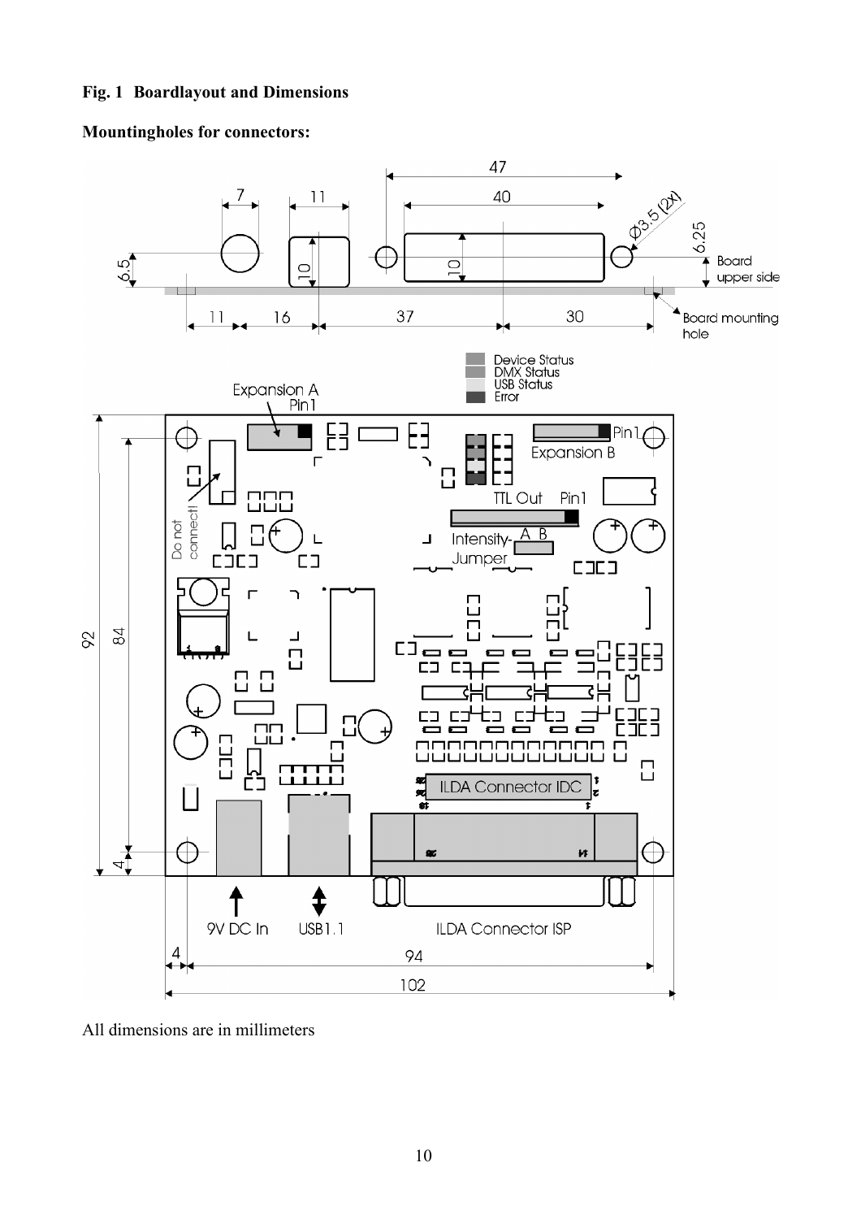**Fig. 1 Boardlayout and Dimensions**

**Mountingholes for connectors:**

47
40
7
11
Ø3.5 (2X)
6.25
6.5
10
10
Board upper side
11
16
37
30
Board mounting hole

Device Status
DMX Status
USB Status
Error

Expansion A Pin1
Pin1
Expansion B
Do not connect!
TTL Out Pin1
Intensity- A B
Jumper
92
84
4
ILDA Connector IDC
9V DC In
USB1.1
ILDA Connector ISP
4
94
102

All dimensions are in millimeters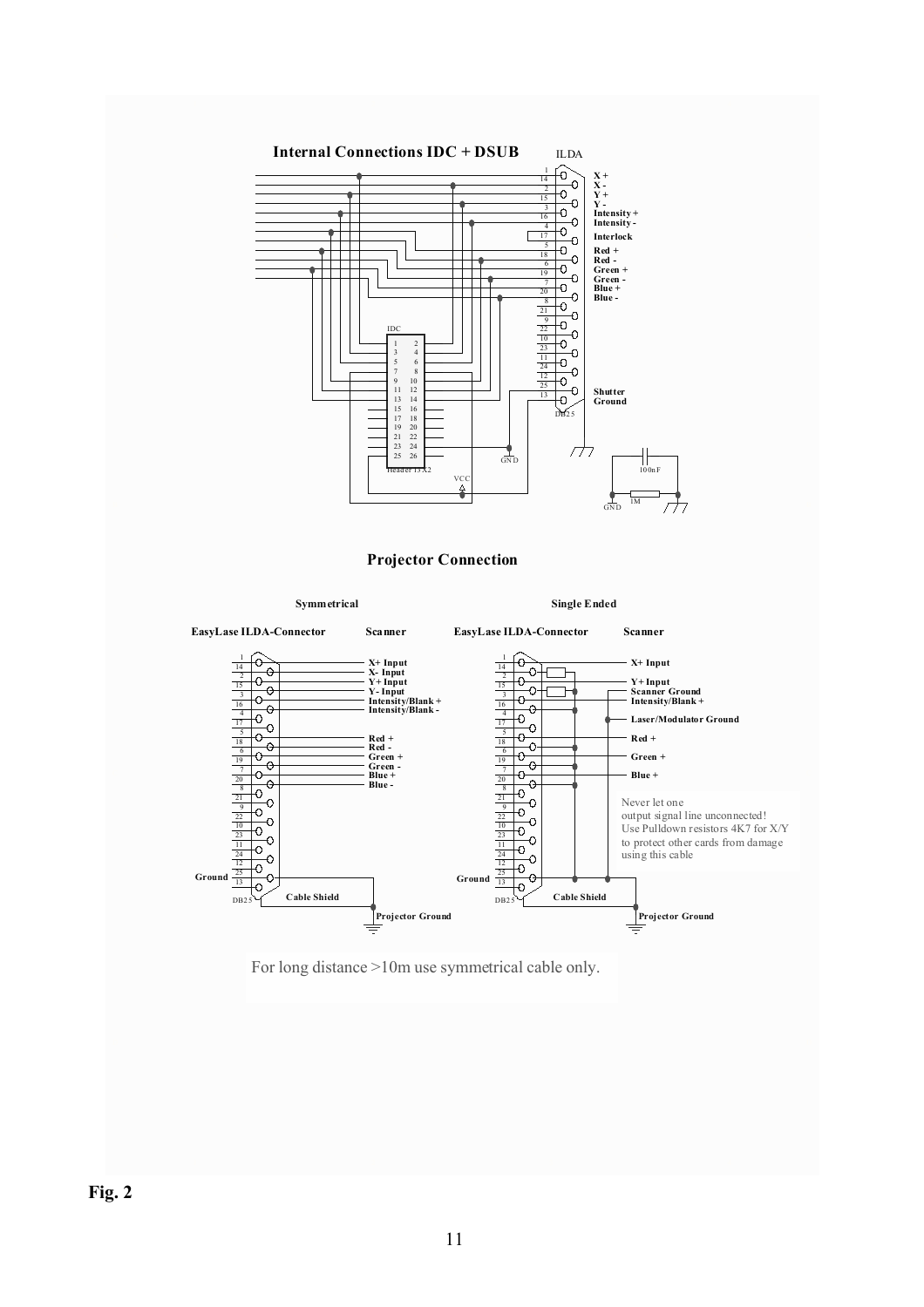**Internal Connections IDC + DSUB**

ILDA

X +
X -
Y +
Y -
Intensity +
Intensity -
Interlock
Red +
Red -
Green +
Green -
Blue +
Blue -

Shutter
Ground

DB25

IDC

Header 13X2

GND

VCC

100nF

1M

GND

**Projector Connection**

**Symmetrical**

**EasyLase ILDA-Connector** **Scanner**

X+ Input
X- Input
Y+ Input
Y- Input
Intensity/Blank +
Intensity/Blank -

Red +
Red -
Green +
Green -
Blue +
Blue -

Ground

DB25 Cable Shield

Projector Ground

**Single Ended**

**EasyLase ILDA-Connector** **Scanner**

X+ Input

Y+ Input
Scanner Ground
Intensity/Blank +

Laser/Modulator Ground

Red +

Green +

Blue +

Never let one output signal line unconnected! Use Pulldown resistors 4K7 for X/Y to protect other cards from damage using this cable

Ground

DB25 Cable Shield

Projector Ground

For long distance >10m use symmetrical cable only.

**Fig. 2**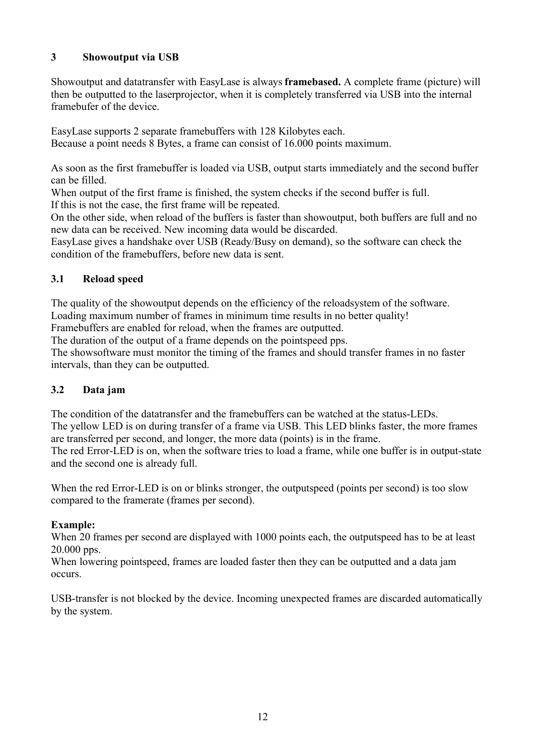## 3 Showoutput via USB

Showoutput and datatransfer with EasyLase is always **framebased.** A complete frame (picture) will then be outputted to the laserprojector, when it is completely transferred via USB into the internal framebufer of the device.

EasyLase supports 2 separate framebuffers with 128 Kilobytes each.
Because a point needs 8 Bytes, a frame can consist of 16.000 points maximum.

As soon as the first framebuffer is loaded via USB, output starts immediately and the second buffer can be filled.
When output of the first frame is finished, the system checks if the second buffer is full.
If this is not the case, the first frame will be repeated.
On the other side, when reload of the buffers is faster than showoutput, both buffers are full and no new data can be received. New incoming data would be discarded.
EasyLase gives a handshake over USB (Ready/Busy on demand), so the software can check the condition of the framebuffers, before new data is sent.

### 3.1 Reload speed

The quality of the showoutput depends on the efficiency of the reloadsystem of the software.
Loading maximum number of frames in minimum time results in no better quality!
Framebuffers are enabled for reload, when the frames are outputted.
The duration of the output of a frame depends on the pointspeed pps.
The showsoftware must monitor the timing of the frames and should transfer frames in no faster intervals, than they can be outputted.

### 3.2 Data jam

The condition of the datatransfer and the framebuffers can be watched at the status-LEDs.
The yellow LED is on during transfer of a frame via USB. This LED blinks faster, the more frames are transferred per second, and longer, the more data (points) is in the frame.
The red Error-LED is on, when the software tries to load a frame, while one buffer is in output-state and the second one is already full.

When the red Error-LED is on or blinks stronger, the outputspeed (points per second) is too slow compared to the framerate (frames per second).

**Example:**
When 20 frames per second are displayed with 1000 points each, the outputspeed has to be at least 20.000 pps.
When lowering pointspeed, frames are loaded faster then they can be outputted and a data jam occurs.

USB-transfer is not blocked by the device. Incoming unexpected frames are discarded automatically by the system.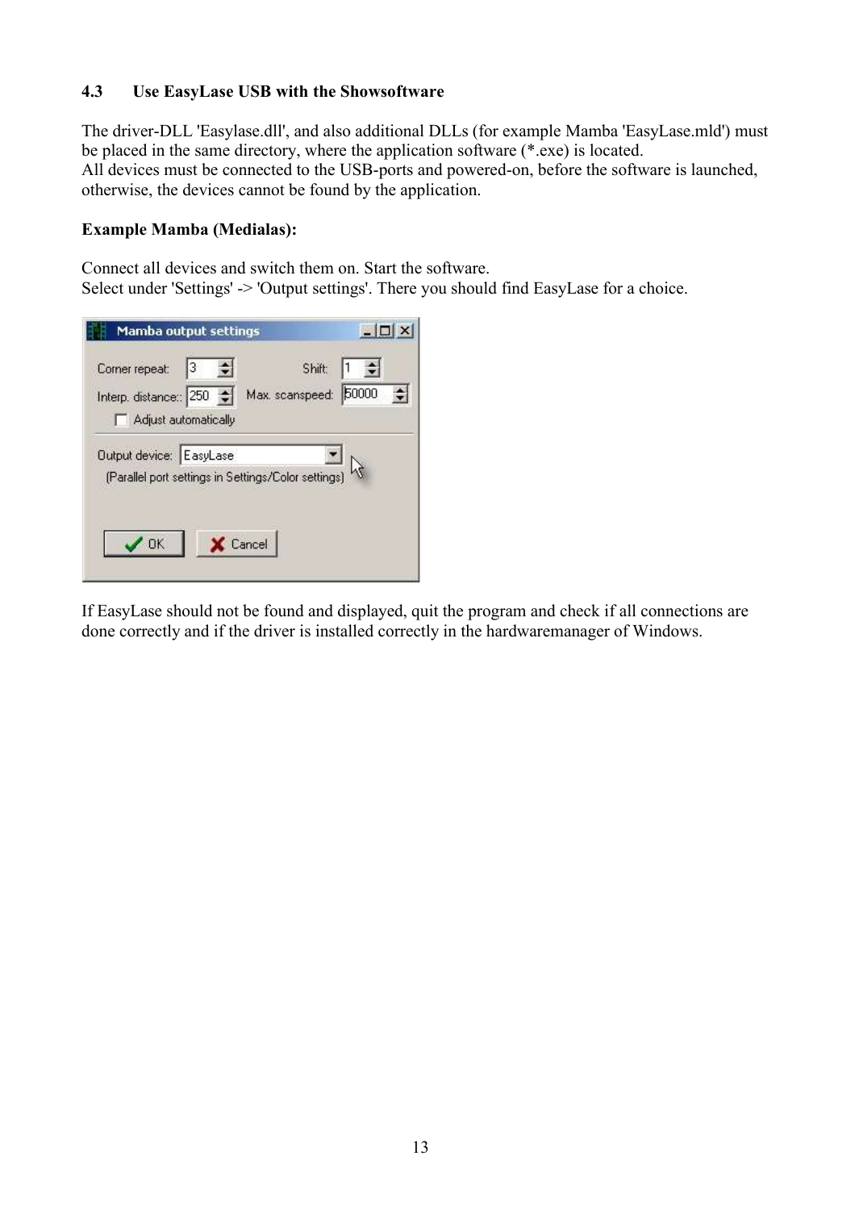## 4.3 Use EasyLase USB with the Showsoftware

The driver-DLL 'Easylase.dll', and also additional DLLs (for example Mamba 'EasyLase.mld') must be placed in the same directory, where the application software (*.exe) is located.
All devices must be connected to the USB-ports and powered-on, before the software is launched, otherwise, the devices cannot be found by the application.

**Example Mamba (Medialas):**

Connect all devices and switch them on. Start the software.
Select under 'Settings' -> 'Output settings'. There you should find EasyLase for a choice.

Mamba output settings

Corner repeat: 3
Shift: 1
Interp. distance:: 250
Max. scanspeed: 60000
Adjust automatically
Output device: EasyLase
(Parallel port settings in Settings/Color settings)
OK
Cancel

If EasyLase should not be found and displayed, quit the program and check if all connections are done correctly and if the driver is installed correctly in the hardwaremanager of Windows.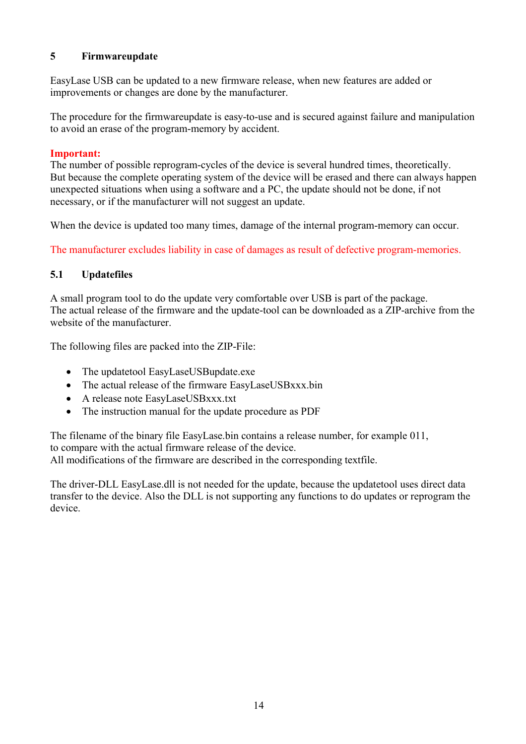## 5 Firmwareupdate

EasyLase USB can be updated to a new firmware release, when new features are added or improvements or changes are done by the manufacturer.

The procedure for the firmwareupdate is easy-to-use and is secured against failure and manipulation to avoid an erase of the program-memory by accident.

**Important:**
The number of possible reprogram-cycles of the device is several hundred times, theoretically. But because the complete operating system of the device will be erased and there can always happen unexpected situations when using a software and a PC, the update should not be done, if not necessary, or if the manufacturer will not suggest an update.

When the device is updated too many times, damage of the internal program-memory can occur.

The manufacturer excludes liability in case of damages as result of defective program-memories.

### 5.1 Updatefiles

A small program tool to do the update very comfortable over USB is part of the package. The actual release of the firmware and the update-tool can be downloaded as a ZIP-archive from the website of the manufacturer.

The following files are packed into the ZIP-File:

- The updatetool EasyLaseUSBupdate.exe
- The actual release of the firmware EasyLaseUSBxxx.bin
- A release note EasyLaseUSBxxx.txt
- The instruction manual for the update procedure as PDF

The filename of the binary file EasyLase.bin contains a release number, for example 011, to compare with the actual firmware release of the device.
All modifications of the firmware are described in the corresponding textfile.

The driver-DLL EasyLase.dll is not needed for the update, because the updatetool uses direct data transfer to the device. Also the DLL is not supporting any functions to do updates or reprogram the device.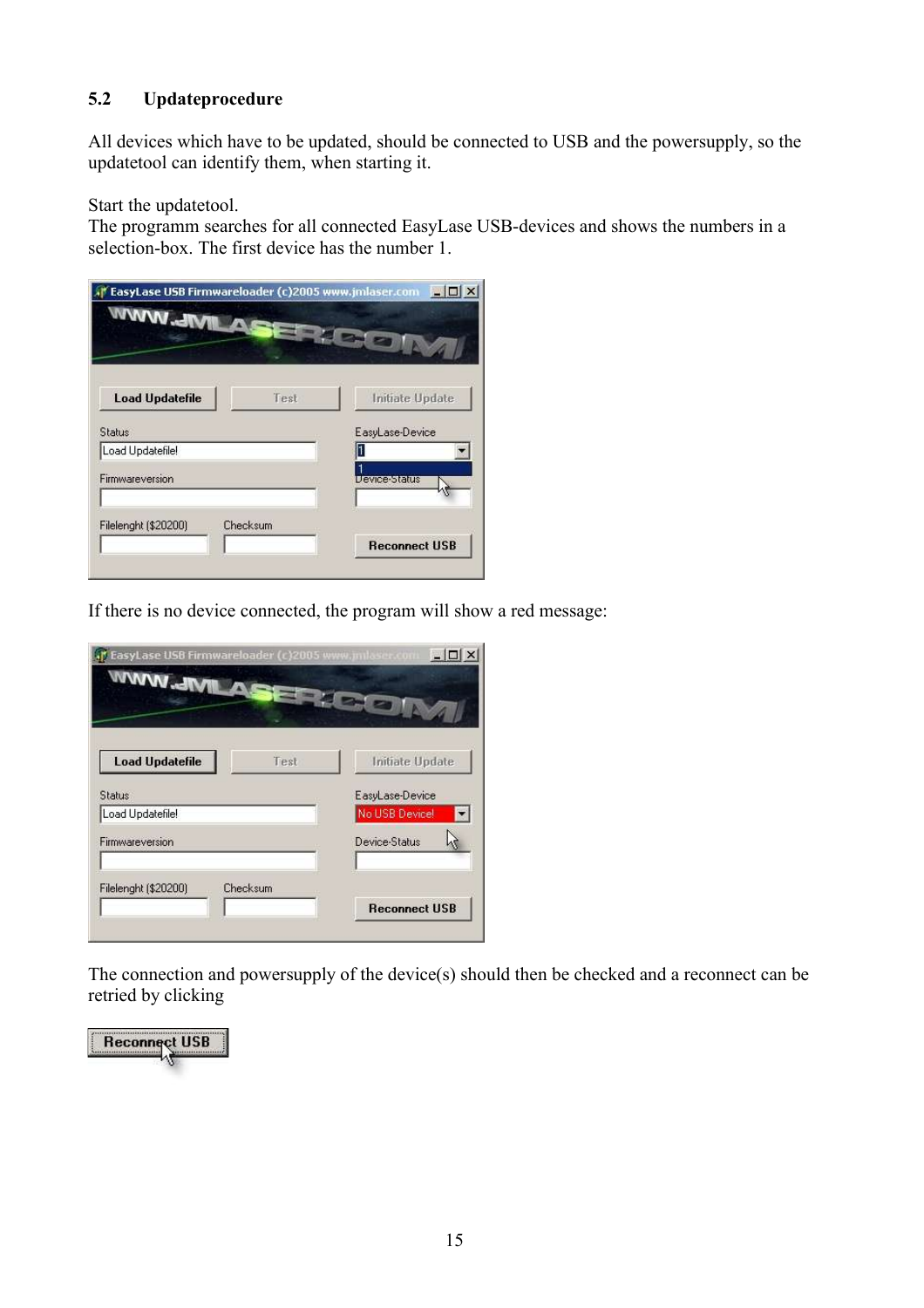## 5.2 Updateprocedure

All devices which have to be updated, should be connected to USB and the powersupply, so the updatetool can identify them, when starting it.

Start the updatetool.
The programm searches for all connected EasyLase USB-devices and shows the numbers in a selection-box. The first device has the number 1.

If there is no device connected, the program will show a red message:

The connection and powersupply of the device(s) should then be checked and a reconnect can be retried by clicking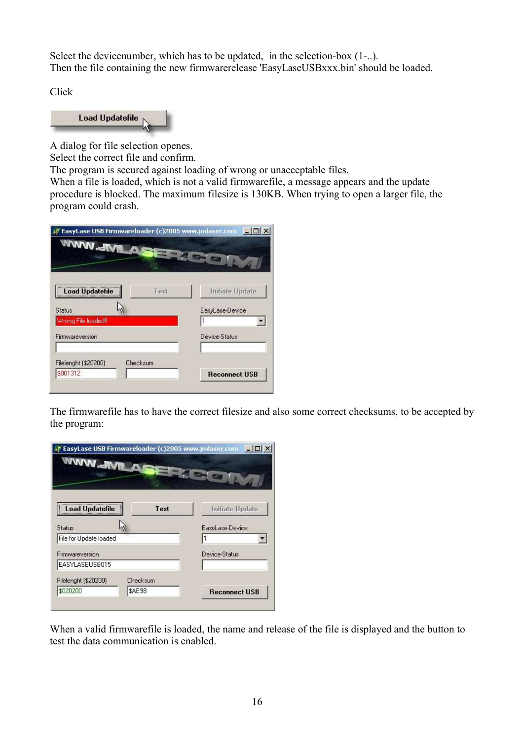Select the devicenumber, which has to be updated, in the selection-box (1-..).
Then the file containing the new firmwarerelease 'EasyLaseUSBxxx.bin' should be loaded.

Click

Load Updatefile

A dialog for file selection openes.
Select the correct file and confirm.
The program is secured against loading of wrong or unacceptable files.
When a file is loaded, which is not a valid firmwarefile, a message appears and the update procedure is blocked. The maximum filesize is 130KB. When trying to open a larger file, the program could crash.

EasyLase USB Firmwareloader (c)2005 www.jmlaser.com

Load Updatefile
Test
Initiate Update
Status
Wrong File loaded!!
EasyLase-Device
1
Firmwareversion
Device-Status
Filelenght ($20200)
$001312
Checksum
Reconnect USB

The firmwarefile has to have the correct filesize and also some correct checksums, to be accepted by the program:

EasyLase USB Firmwareloader (c)2005 www.jmlaser.com

Load Updatefile
Test
Initiate Update
Status
File for Update loaded
EasyLase-Device
1
Firmwareversion
EASYLASEUSB015
Device-Status
Filelenght ($20200)
$020200
Checksum
$AE98
Reconnect USB

When a valid firmwarefile is loaded, the name and release of the file is displayed and the button to test the data communication is enabled.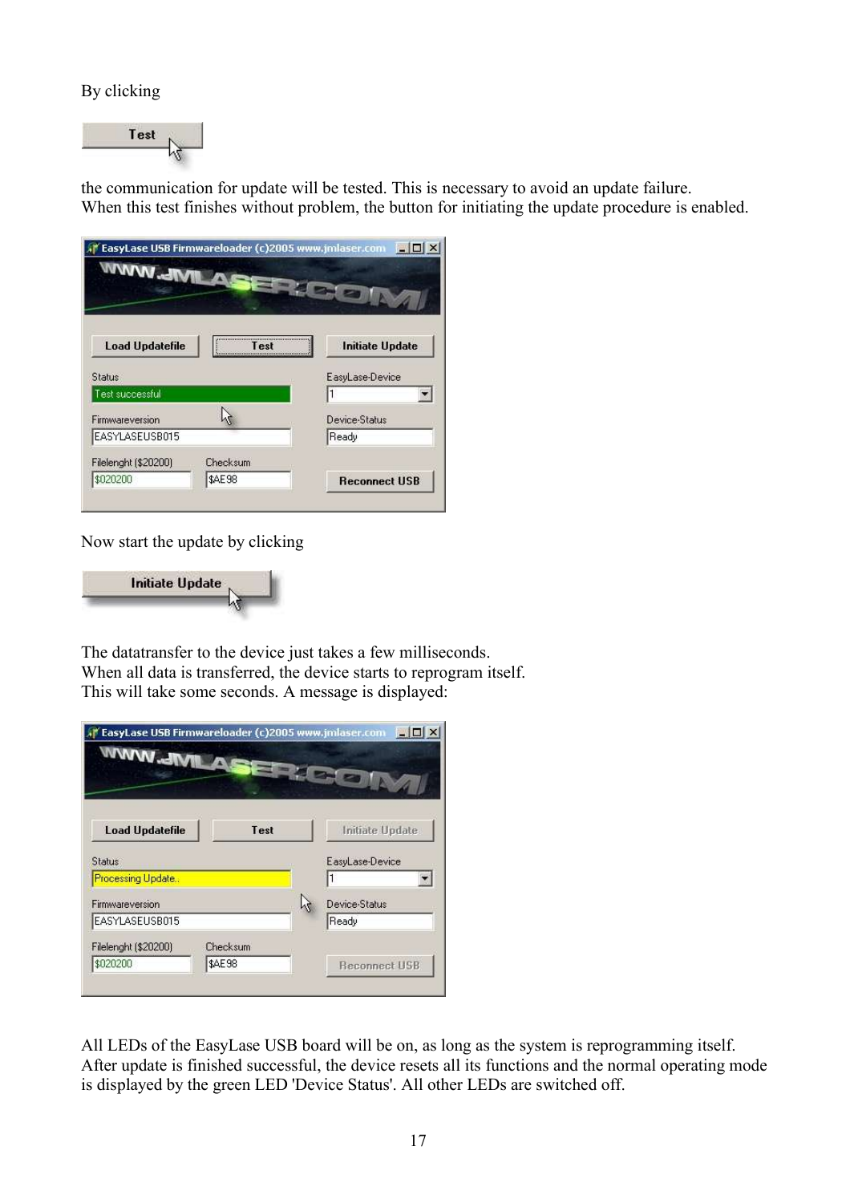By clicking

the communication for update will be tested. This is necessary to avoid an update failure.
When this test finishes without problem, the button for initiating the update procedure is enabled.

Now start the update by clicking

The datatransfer to the device just takes a few milliseconds.
When all data is transferred, the device starts to reprogram itself.
This will take some seconds. A message is displayed:

All LEDs of the EasyLase USB board will be on, as long as the system is reprogramming itself.
After update is finished successful, the device resets all its functions and the normal operating mode is displayed by the green LED 'Device Status'. All other LEDs are switched off.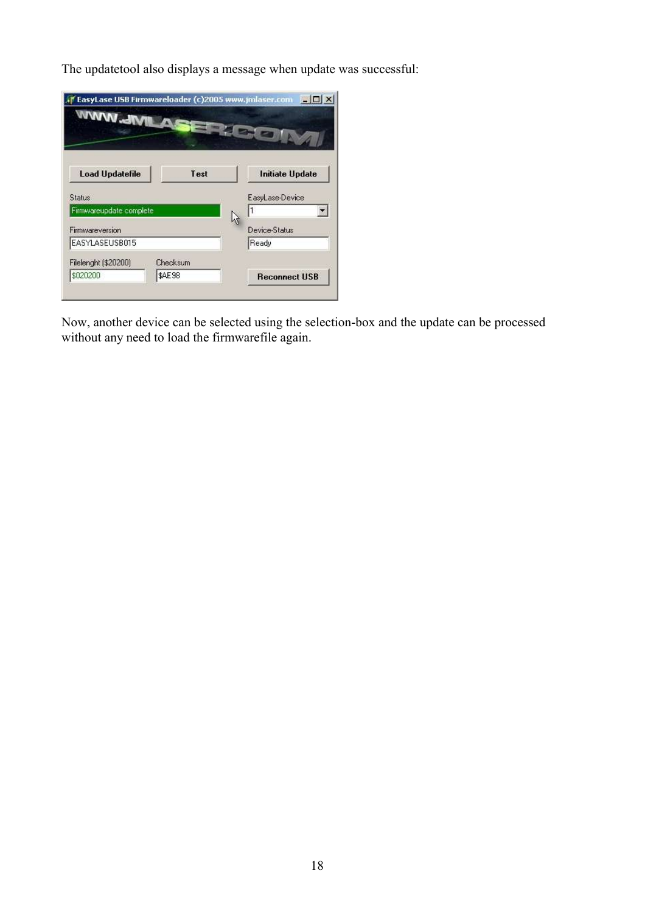The updatetool also displays a message when update was successful:

Now, another device can be selected using the selection-box and the update can be processed without any need to load the firmwarefile again.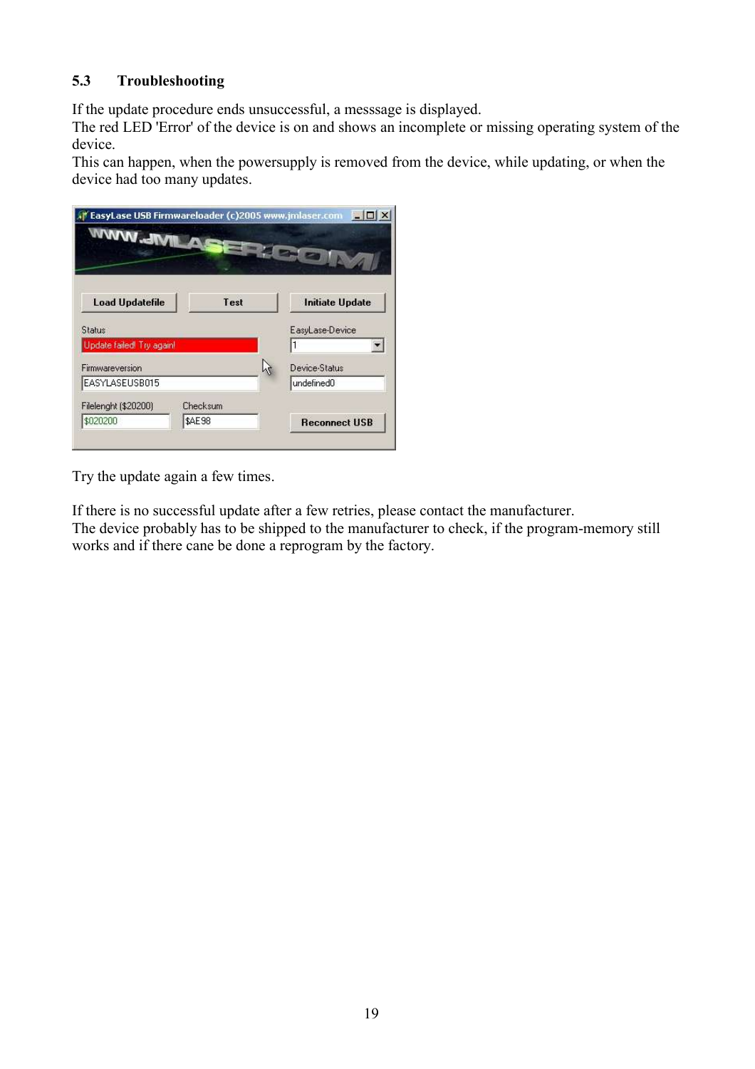## 5.3 Troubleshooting

If the update procedure ends unsuccessful, a messsage is displayed.
The red LED 'Error' of the device is on and shows an incomplete or missing operating system of the device.
This can happen, when the powersupply is removed from the device, while updating, or when the device had too many updates.

Try the update again a few times.

If there is no successful update after a few retries, please contact the manufacturer.
The device probably has to be shipped to the manufacturer to check, if the program-memory still works and if there cane be done a reprogram by the factory.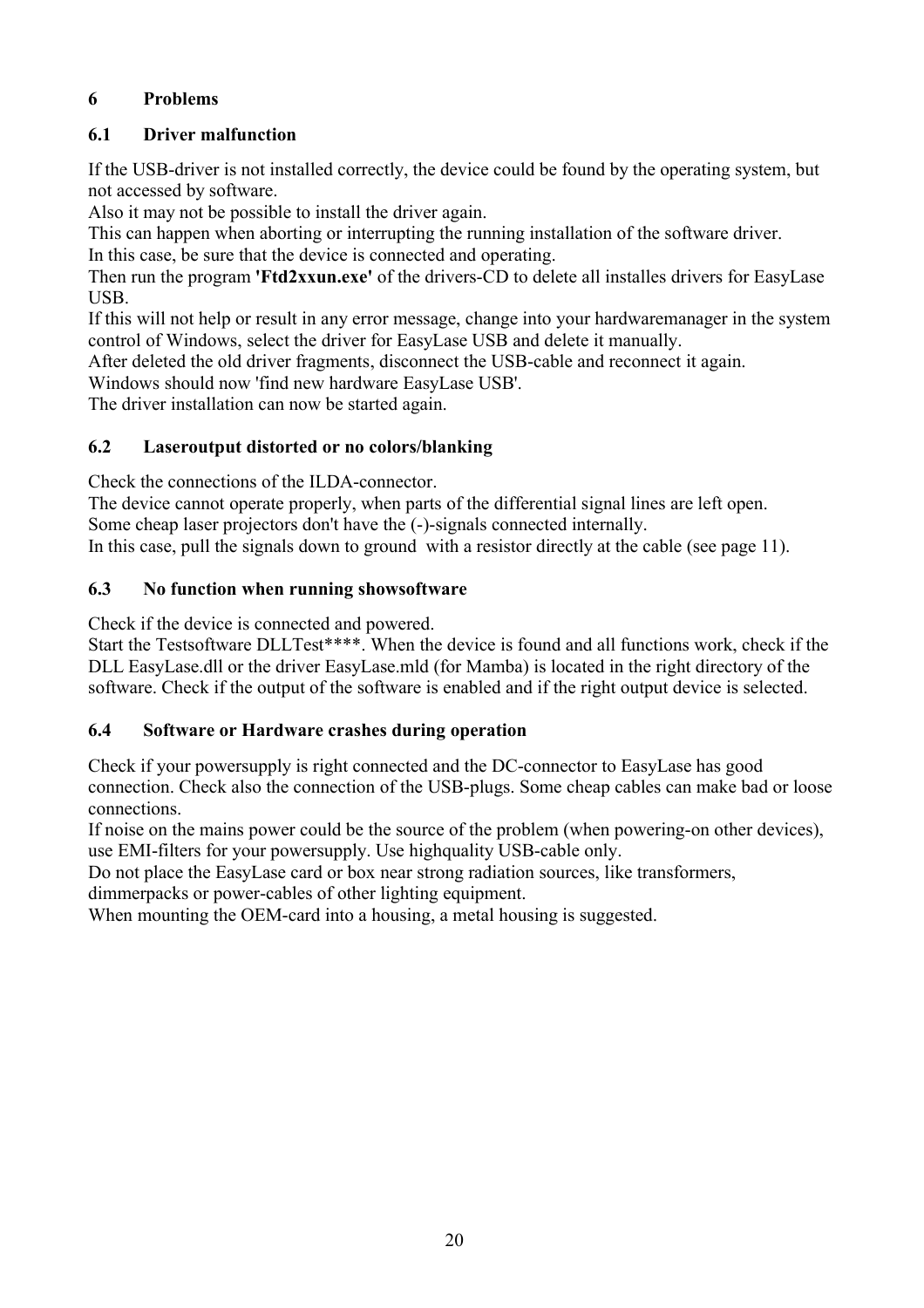# 6 Problems

## 6.1 Driver malfunction

If the USB-driver is not installed correctly, the device could be found by the operating system, but not accessed by software.
Also it may not be possible to install the driver again.
This can happen when aborting or interrupting the running installation of the software driver.
In this case, be sure that the device is connected and operating.
Then run the program **'Ftd2xxun.exe'** of the drivers-CD to delete all installes drivers for EasyLase USB.
If this will not help or result in any error message, change into your hardwaremanager in the system control of Windows, select the driver for EasyLase USB and delete it manually.
After deleted the old driver fragments, disconnect the USB-cable and reconnect it again.
Windows should now 'find new hardware EasyLase USB'.
The driver installation can now be started again.

## 6.2 Laseroutput distorted or no colors/blanking

Check the connections of the ILDA-connector.
The device cannot operate properly, when parts of the differential signal lines are left open.
Some cheap laser projectors don't have the (-)-signals connected internally.
In this case, pull the signals down to ground with a resistor directly at the cable (see page 11).

## 6.3 No function when running showsoftware

Check if the device is connected and powered.
Start the Testsoftware DLLTest****. When the device is found and all functions work, check if the DLL EasyLase.dll or the driver EasyLase.mld (for Mamba) is located in the right directory of the software. Check if the output of the software is enabled and if the right output device is selected.

## 6.4 Software or Hardware crashes during operation

Check if your powersupply is right connected and the DC-connector to EasyLase has good connection. Check also the connection of the USB-plugs. Some cheap cables can make bad or loose connections.
If noise on the mains power could be the source of the problem (when powering-on other devices), use EMI-filters for your powersupply. Use highquality USB-cable only.
Do not place the EasyLase card or box near strong radiation sources, like transformers, dimmerpacks or power-cables of other lighting equipment.
When mounting the OEM-card into a housing, a metal housing is suggested.